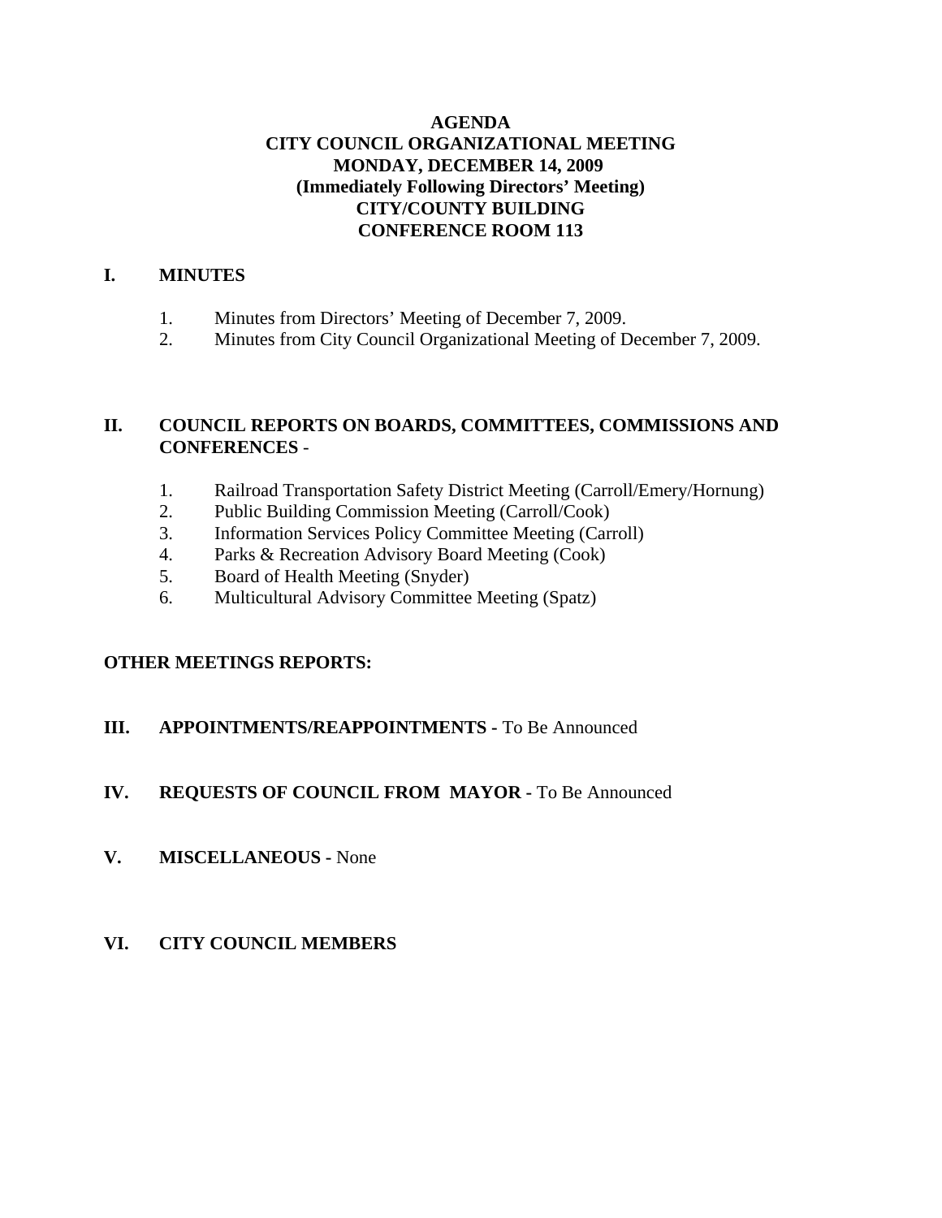# AGENDA
## CITY COUNCIL ORGANIZATIONAL MEETING
## MONDAY, DECEMBER 14, 2009
## (Immediately Following Directors' Meeting)
## CITY/COUNTY BUILDING
## CONFERENCE ROOM 113

## I. MINUTES

1. Minutes from Directors' Meeting of December 7, 2009.
2. Minutes from City Council Organizational Meeting of December 7, 2009.

## II. COUNCIL REPORTS ON BOARDS, COMMITTEES, COMMISSIONS AND CONFERENCES -

1. Railroad Transportation Safety District Meeting (Carroll/Emery/Hornung)
2. Public Building Commission Meeting (Carroll/Cook)
3. Information Services Policy Committee Meeting (Carroll)
4. Parks & Recreation Advisory Board Meeting (Cook)
5. Board of Health Meeting (Snyder)
6. Multicultural Advisory Committee Meeting (Spatz)

**OTHER MEETINGS REPORTS:**

## III. APPOINTMENTS/REAPPOINTMENTS - To Be Announced

## IV. REQUESTS OF COUNCIL FROM MAYOR - To Be Announced

## V. MISCELLANEOUS - None

## VI. CITY COUNCIL MEMBERS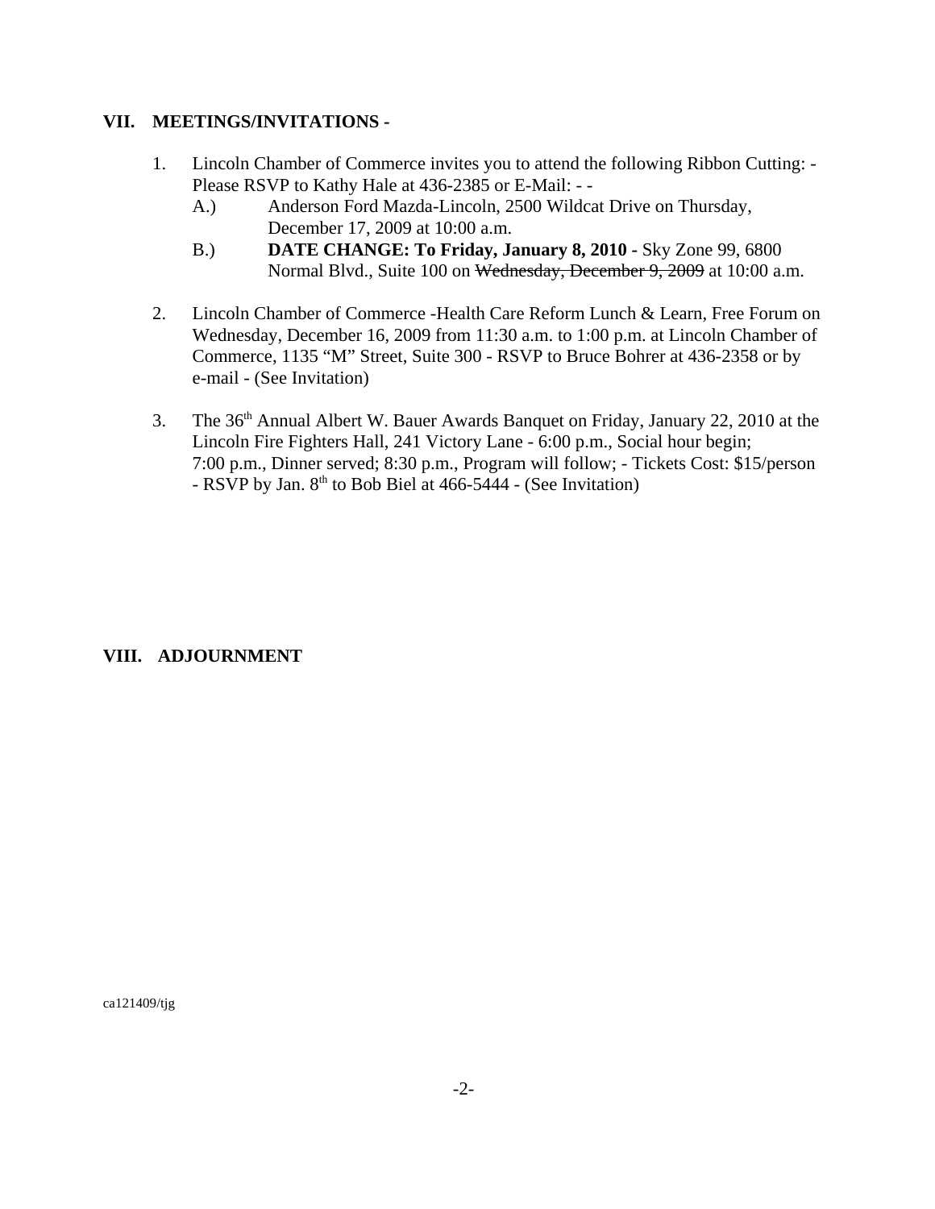## VII. MEETINGS/INVITATIONS -

1. Lincoln Chamber of Commerce invites you to attend the following Ribbon Cutting: - Please RSVP to Kathy Hale at 436-2385 or E-Mail: - -
   - A.) Anderson Ford Mazda-Lincoln, 2500 Wildcat Drive on Thursday, December 17, 2009 at 10:00 a.m.
   - B.) **DATE CHANGE: To Friday, January 8, 2010 -** Sky Zone 99, 6800 Normal Blvd., Suite 100 on ~~Wednesday, December 9, 2009~~ at 10:00 a.m.

2. Lincoln Chamber of Commerce -Health Care Reform Lunch & Learn, Free Forum on Wednesday, December 16, 2009 from 11:30 a.m. to 1:00 p.m. at Lincoln Chamber of Commerce, 1135 "M" Street, Suite 300 - RSVP to Bruce Bohrer at 436-2358 or by e-mail - (See Invitation)

3. The 36th Annual Albert W. Bauer Awards Banquet on Friday, January 22, 2010 at the Lincoln Fire Fighters Hall, 241 Victory Lane - 6:00 p.m., Social hour begin; 7:00 p.m., Dinner served; 8:30 p.m., Program will follow; - Tickets Cost: $15/person - RSVP by Jan. 8th to Bob Biel at 466-5444 - (See Invitation)

## VIII. ADJOURNMENT

ca121409/tjg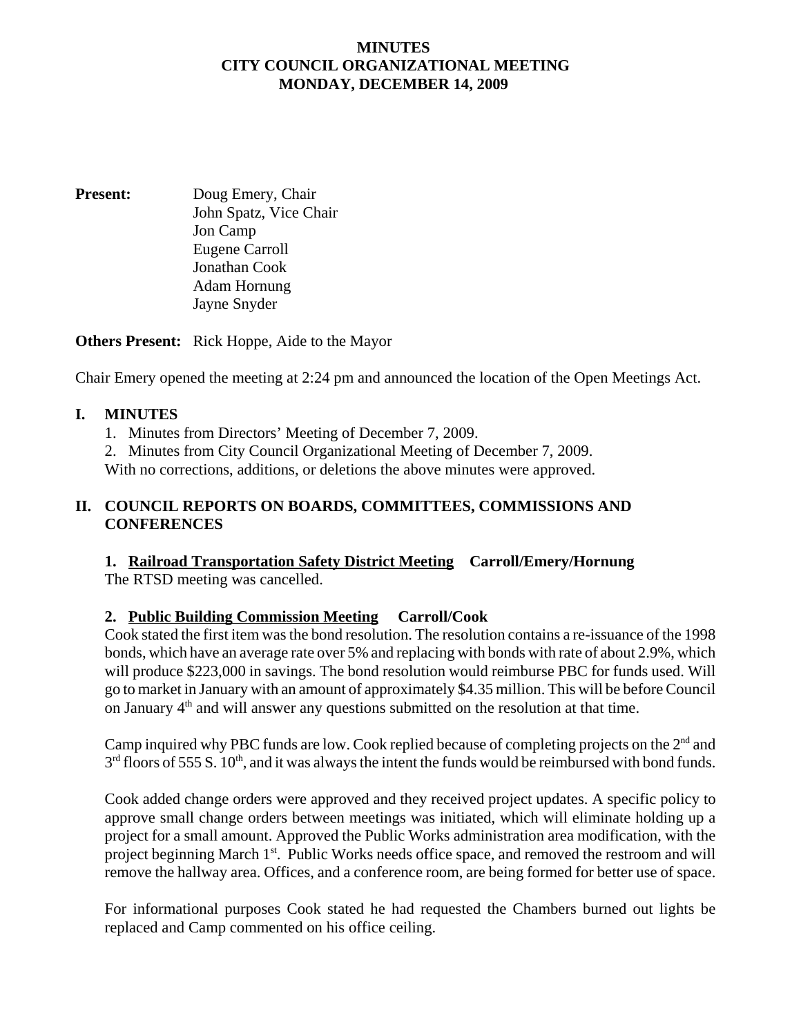**MINUTES**
**CITY COUNCIL ORGANIZATIONAL MEETING**
**MONDAY, DECEMBER 14, 2009**

**Present:** Doug Emery, Chair
John Spatz, Vice Chair
Jon Camp
Eugene Carroll
Jonathan Cook
Adam Hornung
Jayne Snyder

**Others Present:** Rick Hoppe, Aide to the Mayor

Chair Emery opened the meeting at 2:24 pm and announced the location of the Open Meetings Act.

## I. MINUTES

1. Minutes from Directors' Meeting of December 7, 2009.
2. Minutes from City Council Organizational Meeting of December 7, 2009.

With no corrections, additions, or deletions the above minutes were approved.

## II. COUNCIL REPORTS ON BOARDS, COMMITTEES, COMMISSIONS AND CONFERENCES

### 1. Railroad Transportation Safety District Meeting Carroll/Emery/Hornung

The RTSD meeting was cancelled.

### 2. Public Building Commission Meeting Carroll/Cook

Cook stated the first item was the bond resolution. The resolution contains a re-issuance of the 1998 bonds, which have an average rate over 5% and replacing with bonds with rate of about 2.9%, which will produce $223,000 in savings. The bond resolution would reimburse PBC for funds used. Will go to market in January with an amount of approximately $4.35 million. This will be before Council on January 4th and will answer any questions submitted on the resolution at that time.

Camp inquired why PBC funds are low. Cook replied because of completing projects on the 2nd and 3rd floors of 555 S. 10th, and it was always the intent the funds would be reimbursed with bond funds.

Cook added change orders were approved and they received project updates. A specific policy to approve small change orders between meetings was initiated, which will eliminate holding up a project for a small amount. Approved the Public Works administration area modification, with the project beginning March 1st. Public Works needs office space, and removed the restroom and will remove the hallway area. Offices, and a conference room, are being formed for better use of space.

For informational purposes Cook stated he had requested the Chambers burned out lights be replaced and Camp commented on his office ceiling.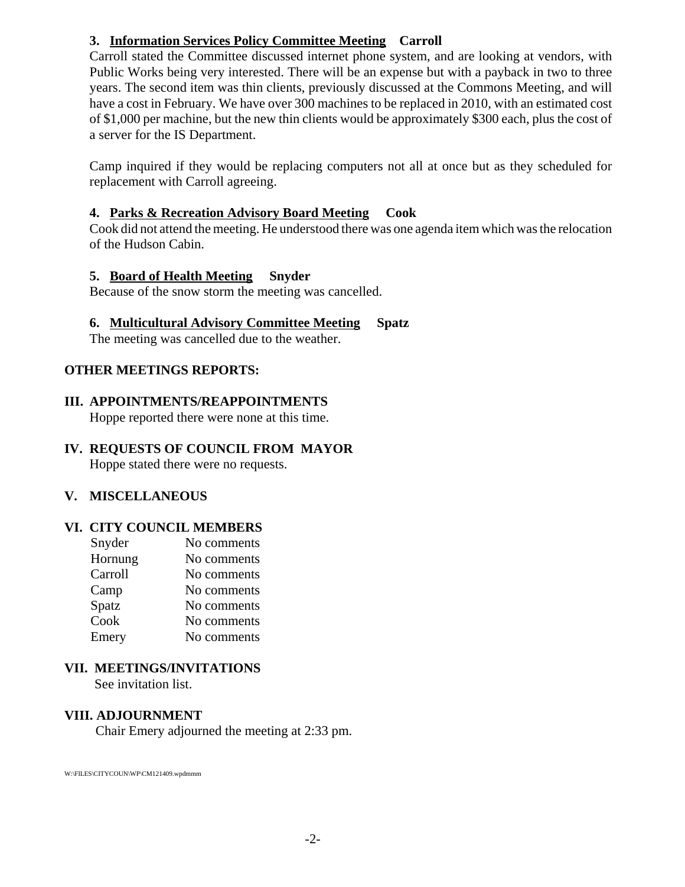**3. Information Services Policy Committee Meeting    Carroll**

Carroll stated the Committee discussed internet phone system, and are looking at vendors, with Public Works being very interested. There will be an expense but with a payback in two to three years. The second item was thin clients, previously discussed at the Commons Meeting, and will have a cost in February. We have over 300 machines to be replaced in 2010, with an estimated cost of $1,000 per machine, but the new thin clients would be approximately $300 each, plus the cost of a server for the IS Department.

Camp inquired if they would be replacing computers not all at once but as they scheduled for replacement with Carroll agreeing.

**4. Parks & Recreation Advisory Board Meeting    Cook**

Cook did not attend the meeting. He understood there was one agenda item which was the relocation of the Hudson Cabin.

**5. Board of Health Meeting    Snyder**

Because of the snow storm the meeting was cancelled.

**6. Multicultural Advisory Committee Meeting    Spatz**

The meeting was cancelled due to the weather.

## OTHER MEETINGS REPORTS:

## III. APPOINTMENTS/REAPPOINTMENTS

Hoppe reported there were none at this time.

## IV. REQUESTS OF COUNCIL FROM MAYOR

Hoppe stated there were no requests.

## V. MISCELLANEOUS

## VI. CITY COUNCIL MEMBERS

| | |
|---|---|
| Snyder | No comments |
| Hornung | No comments |
| Carroll | No comments |
| Camp | No comments |
| Spatz | No comments |
| Cook | No comments |
| Emery | No comments |

## VII. MEETINGS/INVITATIONS

See invitation list.

## VIII. ADJOURNMENT

Chair Emery adjourned the meeting at 2:33 pm.

W:\FILES\CITYCOUN\WP\CM121409.wpdmmm